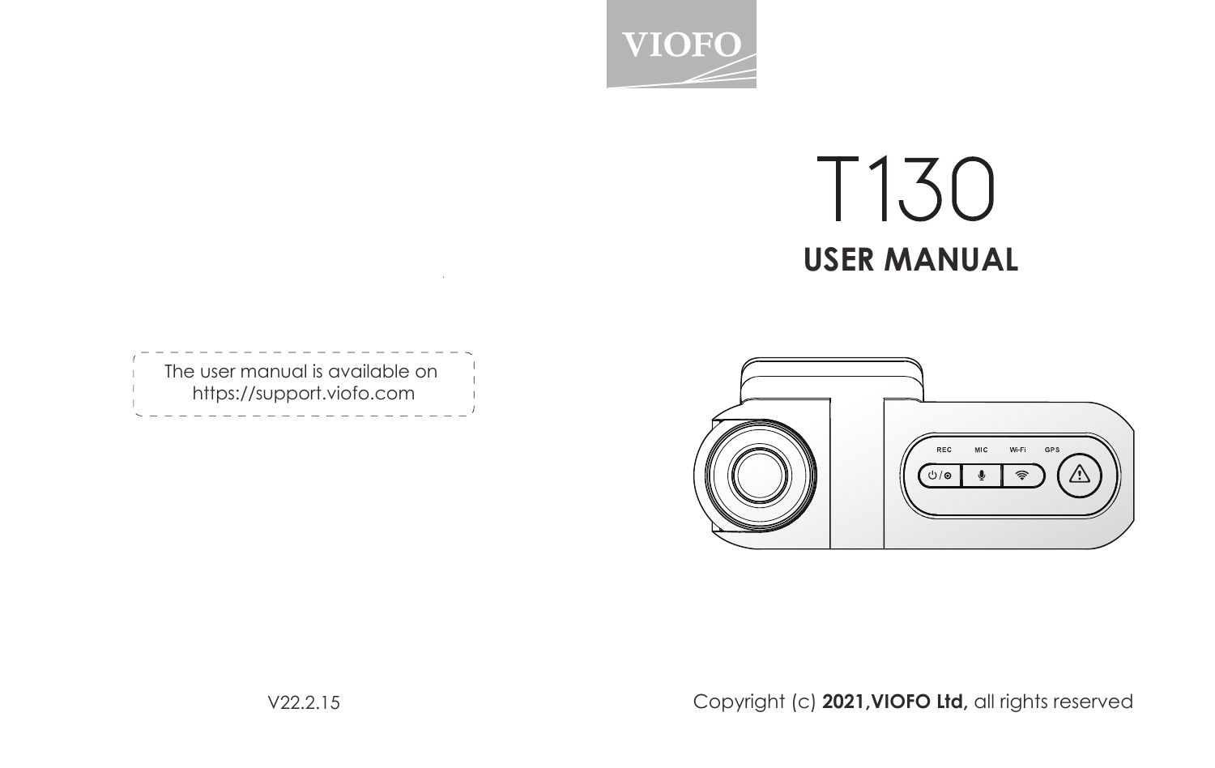VIOFO

# T130

## USER MANUAL

REC MIC Wi-Fi GPS

The user manual is available on https://support.viofo.com

V22.2.15

Copyright (c) **2021,VIOFO Ltd,** all rights reserved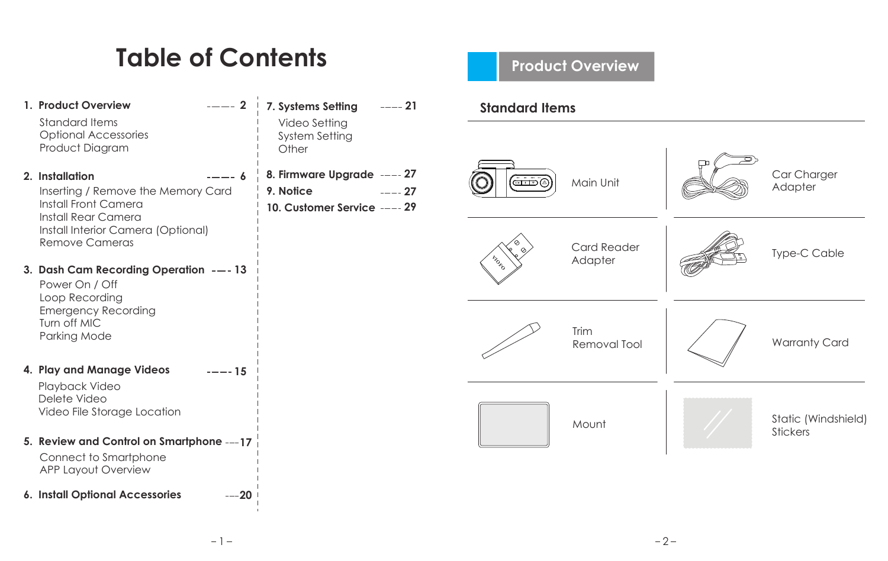# Table of Contents

1. **Product Overview** ---- 2
   - Standard Items
   - Optional Accessories
   - Product Diagram
2. **Installation** ---- 6
   - Inserting / Remove the Memory Card
   - Install Front Camera
   - Install Rear Camera
   - Install Interior Camera (Optional)
   - Remove Cameras
3. **Dash Cam Recording Operation** --- 13
   - Power On / Off
   - Loop Recording
   - Emergency Recording
   - Turn off MIC
   - Parking Mode
4. **Play and Manage Videos** ---- 15
   - Playback Video
   - Delete Video
   - Video File Storage Location
5. **Review and Control on Smartphone** --- 17
   - Connect to Smartphone
   - APP Layout Overview
6. **Install Optional Accessories** --- 20
7. **Systems Setting** ---- 21
   - Video Setting
   - System Setting
   - Other
8. **Firmware Upgrade** ---- 27
9. **Notice** ---- 27
10. **Customer Service** ---- 29

# Product Overview

## Standard Items

| | |
|---|---|
| Main Unit | Car Charger Adapter |
| Card Reader Adapter | Type-C Cable |
| Trim Removal Tool | Warranty Card |
| Mount | Static (Windshield) Stickers |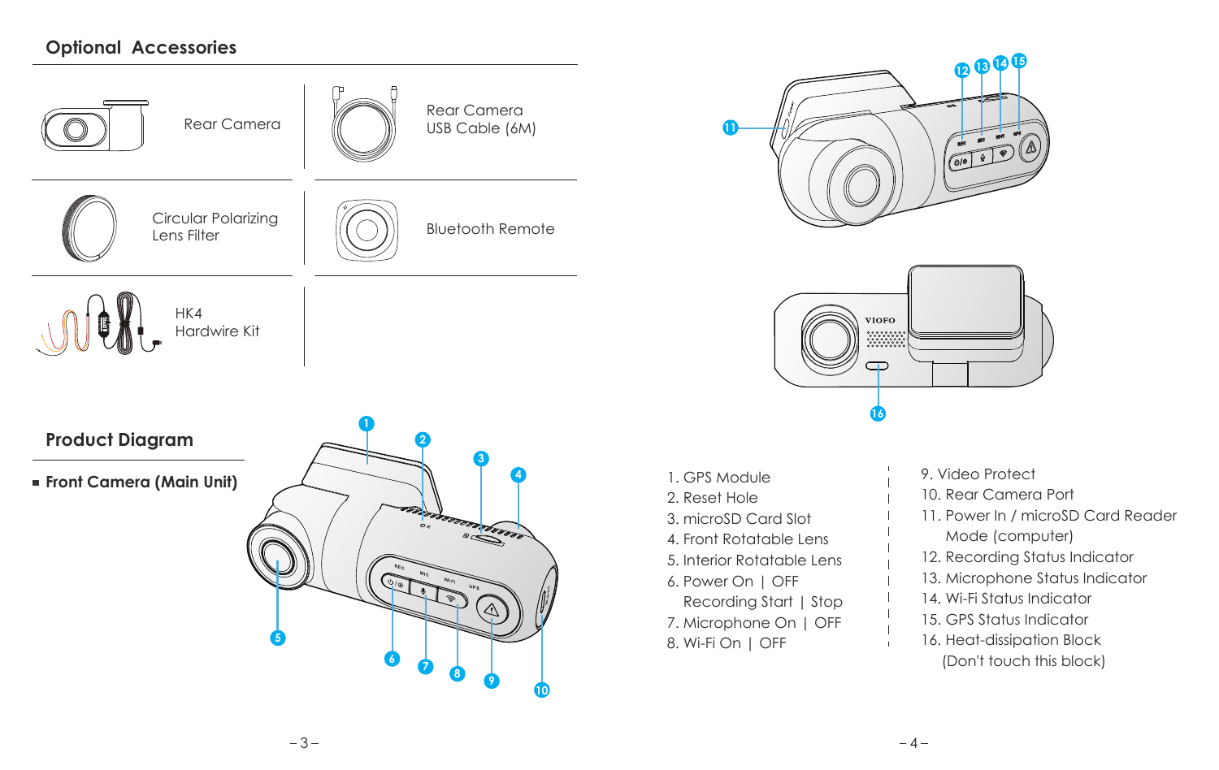## Optional Accessories

- Rear Camera
- Rear Camera USB Cable (6M)
- Circular Polarizing Lens Filter
- Bluetooth Remote
- HK4 Hardwire Kit

## Product Diagram

■ **Front Camera (Main Unit)**

1. GPS Module
2. Reset Hole
3. microSD Card Slot
4. Front Rotatable Lens
5. Interior Rotatable Lens
6. Power On | OFF
   Recording Start | Stop
7. Microphone On | OFF
8. Wi-Fi On | OFF
9. Video Protect
10. Rear Camera Port
11. Power In / microSD Card Reader Mode (computer)
12. Recording Status Indicator
13. Microphone Status Indicator
14. Wi-Fi Status Indicator
15. GPS Status Indicator
16. Heat-dissipation Block
    (Don't touch this block)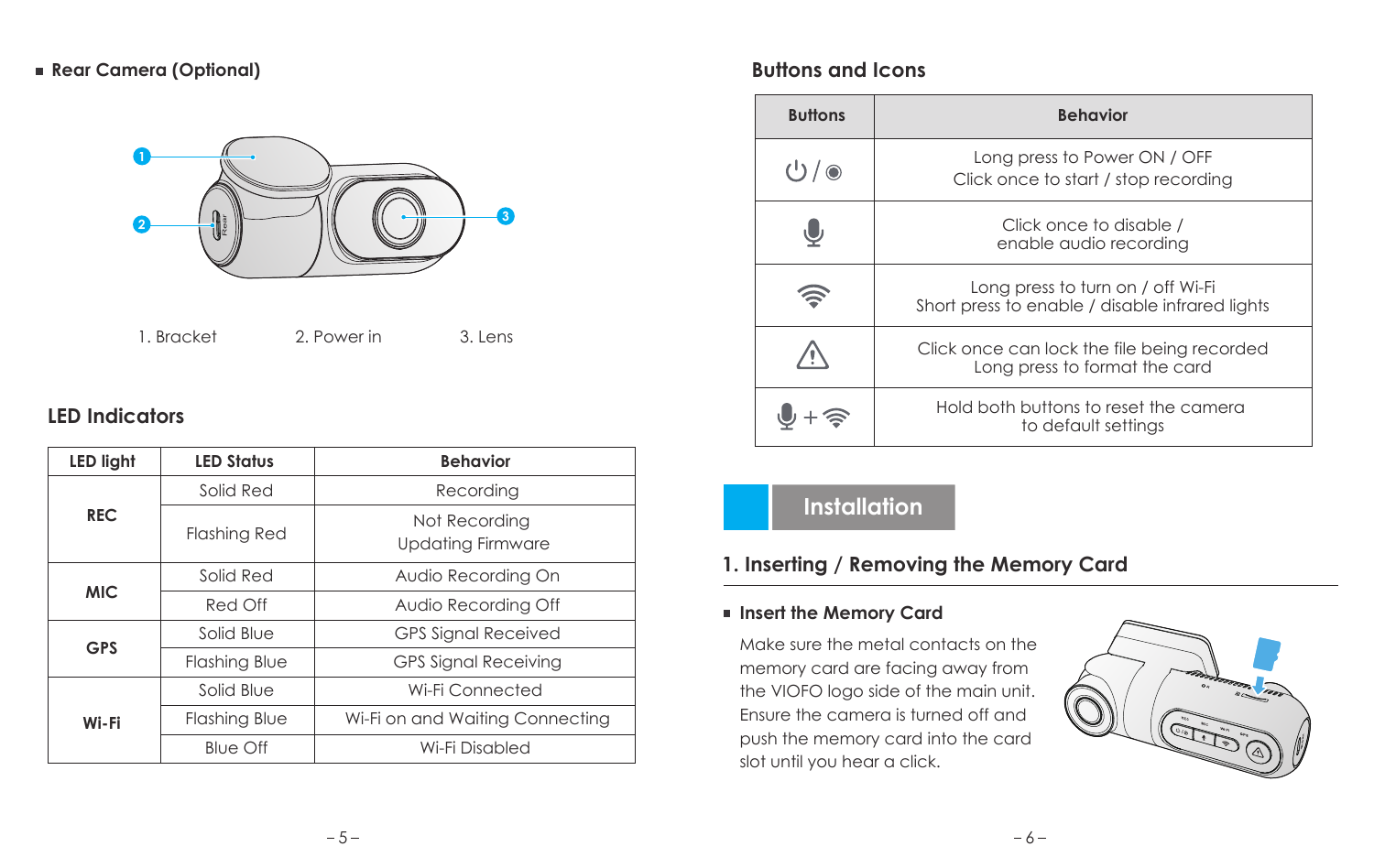- **Rear Camera (Optional)**

1. Bracket 2. Power in 3. Lens

## LED Indicators

| LED light | LED Status | Behavior |
|---|---|---|
| REC | Solid Red | Recording |
| | Flashing Red | Not Recording<br>Updating Firmware |
| MIC | Solid Red | Audio Recording On |
| | Red Off | Audio Recording Off |
| GPS | Solid Blue | GPS Signal Received |
| | Flashing Blue | GPS Signal Receiving |
| Wi-Fi | Solid Blue | Wi-Fi Connected |
| | Flashing Blue | Wi-Fi on and Waiting Connecting |
| | Blue Off | Wi-Fi Disabled |

## Buttons and Icons

| Buttons | Behavior |
|---|---|
| ⏻ / ◉ | Long press to Power ON / OFF<br>Click once to start / stop recording |
| 🎙 | Click once to disable / enable audio recording |
| Wi-Fi | Long press to turn on / off Wi-Fi<br>Short press to enable / disable infrared lights |
| ⚠ | Click once can lock the file being recorded<br>Long press to format the card |
| 🎙 + Wi-Fi | Hold both buttons to reset the camera to default settings |

# Installation

## 1. Inserting / Removing the Memory Card

- **Insert the Memory Card**

Make sure the metal contacts on the memory card are facing away from the VIOFO logo side of the main unit. Ensure the camera is turned off and push the memory card into the card slot until you hear a click.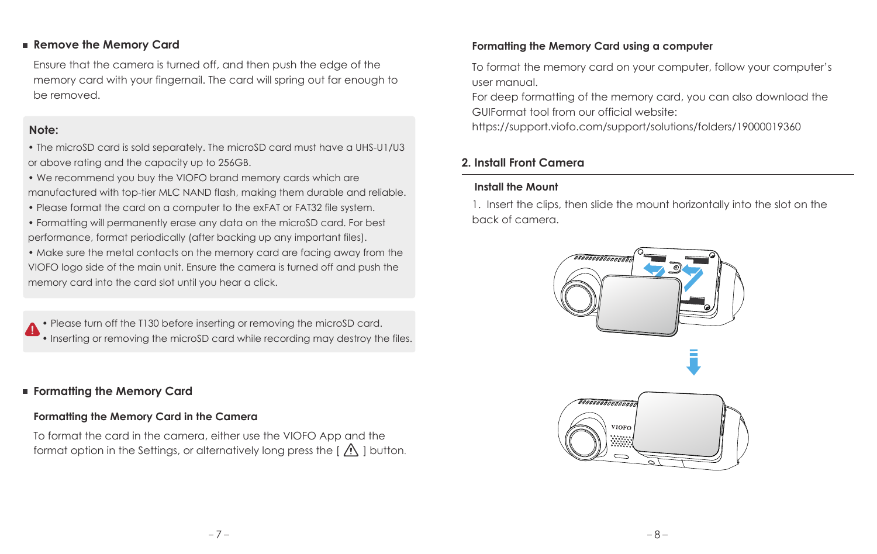## Remove the Memory Card

Ensure that the camera is turned off, and then push the edge of the memory card with your fingernail. The card will spring out far enough to be removed.

**Note:**

- The microSD card is sold separately. The microSD card must have a UHS-U1/U3 or above rating and the capacity up to 256GB.
- We recommend you buy the VIOFO brand memory cards which are manufactured with top-tier MLC NAND flash, making them durable and reliable.
- Please format the card on a computer to the exFAT or FAT32 file system.
- Formatting will permanently erase any data on the microSD card. For best performance, format periodically (after backing up any important files).
- Make sure the metal contacts on the memory card are facing away from the VIOFO logo side of the main unit. Ensure the camera is turned off and push the memory card into the card slot until you hear a click.

- Please turn off the T130 before inserting or removing the microSD card.
- Inserting or removing the microSD card while recording may destroy the files.

## Formatting the Memory Card

### Formatting the Memory Card in the Camera

To format the card in the camera, either use the VIOFO App and the format option in the Settings, or alternatively long press the [ ⚠ ] button.

### Formatting the Memory Card using a computer

To format the memory card on your computer, follow your computer's user manual.
For deep formatting of the memory card, you can also download the GUIFormat tool from our official website:
https://support.viofo.com/support/solutions/folders/19000019360

## 2. Install Front Camera

### Install the Mount

1. Insert the clips, then slide the mount horizontally into the slot on the back of camera.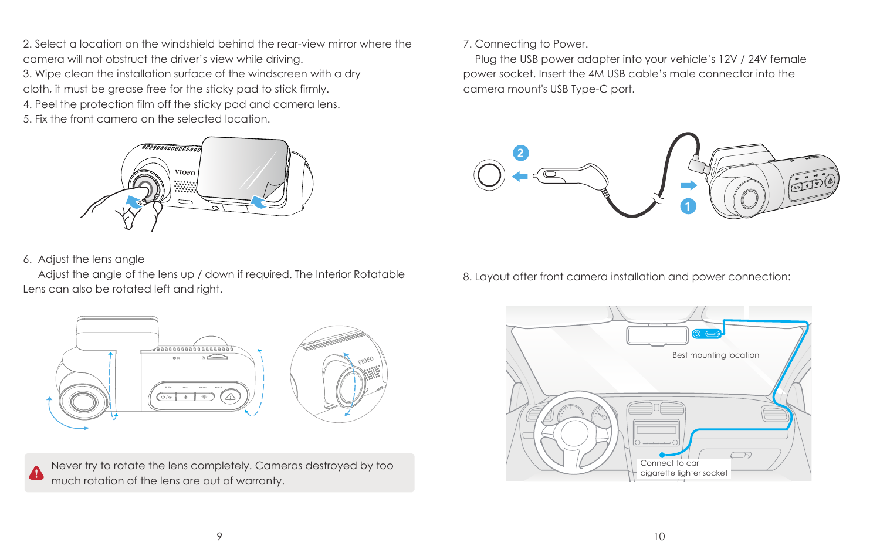2. Select a location on the windshield behind the rear-view mirror where the camera will not obstruct the driver's view while driving.
3. Wipe clean the installation surface of the windscreen with a dry cloth, it must be grease free for the sticky pad to stick firmly.
4. Peel the protection film off the sticky pad and camera lens.
5. Fix the front camera on the selected location.

6. Adjust the lens angle

Adjust the angle of the lens up / down if required. The Interior Rotatable Lens can also be rotated left and right.

Never try to rotate the lens completely. Cameras destroyed by too much rotation of the lens are out of warranty.

7. Connecting to Power.

Plug the USB power adapter into your vehicle's 12V / 24V female power socket. Insert the 4M USB cable's male connector into the camera mount's USB Type-C port.

8. Layout after front camera installation and power connection:

Best mounting location

Connect to car cigarette lighter socket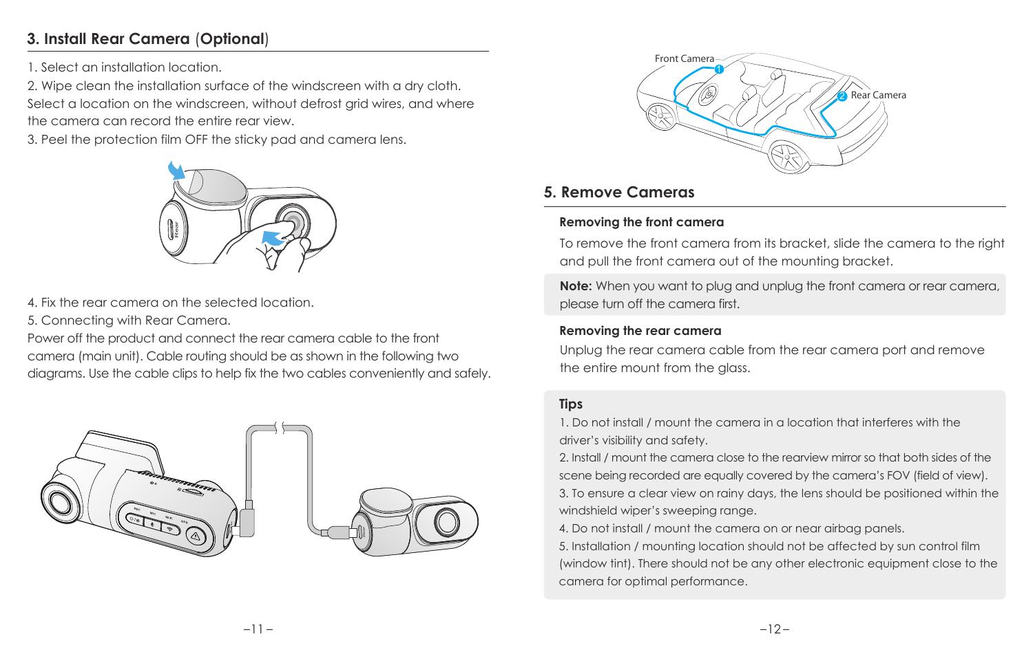## 3. Install Rear Camera (Optional)

1. Select an installation location.
2. Wipe clean the installation surface of the windscreen with a dry cloth. Select a location on the windscreen, without defrost grid wires, and where the camera can record the entire rear view.
3. Peel the protection film OFF the sticky pad and camera lens.
4. Fix the rear camera on the selected location.
5. Connecting with Rear Camera.

Power off the product and connect the rear camera cable to the front camera (main unit). Cable routing should be as shown in the following two diagrams. Use the cable clips to help fix the two cables conveniently and safely.

Front Camera ① 
Rear Camera ②

## 5. Remove Cameras

**Removing the front camera**

To remove the front camera from its bracket, slide the camera to the right and pull the front camera out of the mounting bracket.

**Note:** When you want to plug and unplug the front camera or rear camera, please turn off the camera first.

**Removing the rear camera**

Unplug the rear camera cable from the rear camera port and remove the entire mount from the glass.

**Tips**

1. Do not install / mount the camera in a location that interferes with the driver's visibility and safety.
2. Install / mount the camera close to the rearview mirror so that both sides of the scene being recorded are equally covered by the camera's FOV (field of view).
3. To ensure a clear view on rainy days, the lens should be positioned within the windshield wiper's sweeping range.
4. Do not install / mount the camera on or near airbag panels.
5. Installation / mounting location should not be affected by sun control film (window tint). There should not be any other electronic equipment close to the camera for optimal performance.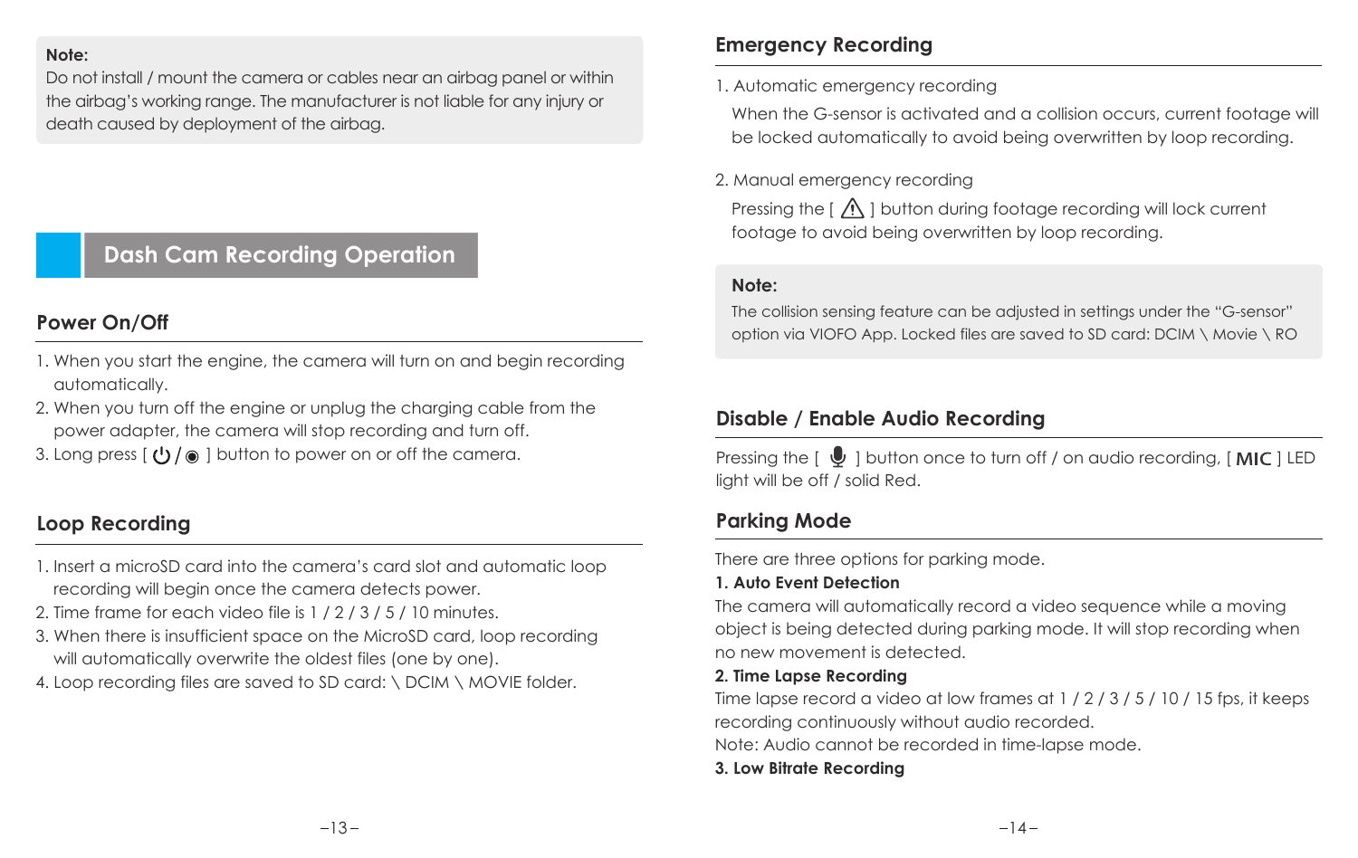**Note:**
Do not install / mount the camera or cables near an airbag panel or within the airbag's working range. The manufacturer is not liable for any injury or death caused by deployment of the airbag.

# Dash Cam Recording Operation

## Power On/Off

1. When you start the engine, the camera will turn on and begin recording automatically.
2. When you turn off the engine or unplug the charging cable from the power adapter, the camera will stop recording and turn off.
3. Long press [ ⏻ / ◉ ] button to power on or off the camera.

## Loop Recording

1. Insert a microSD card into the camera's card slot and automatic loop recording will begin once the camera detects power.
2. Time frame for each video file is 1 / 2 / 3 / 5 / 10 minutes.
3. When there is insufficient space on the MicroSD card, loop recording will automatically overwrite the oldest files (one by one).
4. Loop recording files are saved to SD card: \ DCIM \ MOVIE folder.

## Emergency Recording

1. Automatic emergency recording

   When the G-sensor is activated and a collision occurs, current footage will be locked automatically to avoid being overwritten by loop recording.

2. Manual emergency recording

   Pressing the [ ⚠ ] button during footage recording will lock current footage to avoid being overwritten by loop recording.

**Note:**
The collision sensing feature can be adjusted in settings under the "G-sensor" option via VIOFO App. Locked files are saved to SD card: DCIM \ Movie \ RO

## Disable / Enable Audio Recording

Pressing the [ 🎙 ] button once to turn off / on audio recording, [ **MIC** ] LED light will be off / solid Red.

## Parking Mode

There are three options for parking mode.

**1. Auto Event Detection**

The camera will automatically record a video sequence while a moving object is being detected during parking mode. It will stop recording when no new movement is detected.

**2. Time Lapse Recording**

Time lapse record a video at low frames at 1 / 2 / 3 / 5 / 10 / 15 fps, it keeps recording continuously without audio recorded.

Note: Audio cannot be recorded in time-lapse mode.

**3. Low Bitrate Recording**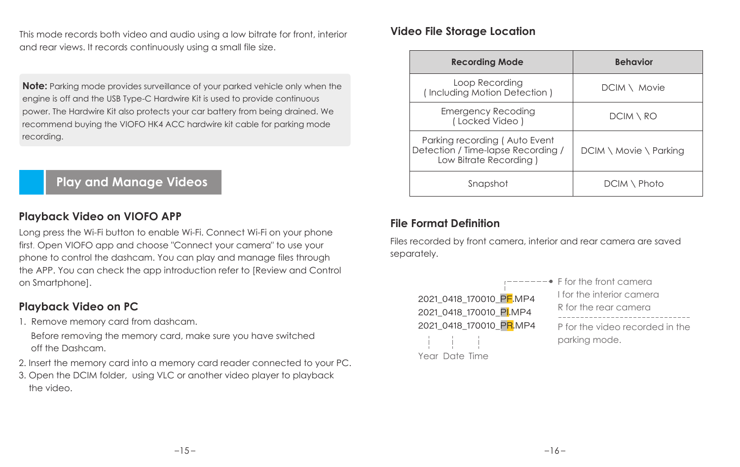This mode records both video and audio using a low bitrate for front, interior and rear views. It records continuously using a small file size.

**Note:** Parking mode provides surveillance of your parked vehicle only when the engine is off and the USB Type-C Hardwire Kit is used to provide continuous power. The Hardwire Kit also protects your car battery from being drained. We recommend buying the VIOFO HK4 ACC hardwire kit cable for parking mode recording.

## Play and Manage Videos

### Playback Video on VIOFO APP

Long press the Wi-Fi button to enable Wi-Fi. Connect Wi-Fi on your phone first. Open VIOFO app and choose "Connect your camera" to use your phone to control the dashcam. You can play and manage files through the APP. You can check the app introduction refer to [Review and Control on Smartphone].

### Playback Video on PC

1. Remove memory card from dashcam.
   Before removing the memory card, make sure you have switched off the Dashcam.
2. Insert the memory card into a memory card reader connected to your PC.
3. Open the DCIM folder, using VLC or another video player to playback the video.

### Video File Storage Location

| Recording Mode | Behavior |
| --- | --- |
| Loop Recording ( Including Motion Detection ) | DCIM \ Movie |
| Emergency Recoding ( Locked Video ) | DCIM \ RO |
| Parking recording ( Auto Event Detection / Time-lapse Recording / Low Bitrate Recording ) | DCIM \ Movie \ Parking |
| Snapshot | DCIM \ Photo |

### File Format Definition

Files recorded by front camera, interior and rear camera are saved separately.

2021_0418_170010_PF.MP4
2021_0418_170010_PI.MP4
2021_0418_170010_PR.MP4

Year Date Time

F for the front camera
I for the interior camera
R for the rear camera

P for the video recorded in the parking mode.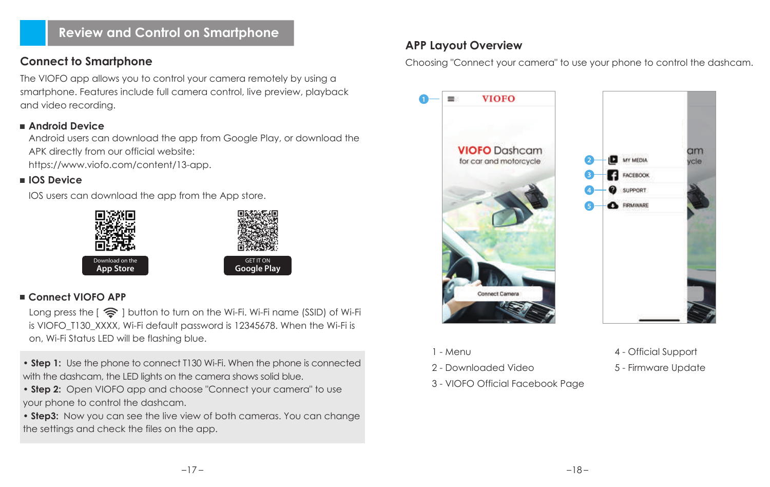# Review and Control on Smartphone

## Connect to Smartphone

The VIOFO app allows you to control your camera remotely by using a smartphone. Features include full camera control, live preview, playback and video recording.

### Android Device

Android users can download the app from Google Play, or download the APK directly from our official website:
https://www.viofo.com/content/13-app.

### IOS Device

IOS users can download the app from the App store.

Download on the App Store

GET IT ON Google Play

### Connect VIOFO APP

Long press the [ ] button to turn on the Wi-Fi. Wi-Fi name (SSID) of Wi-Fi is VIOFO_T130_XXXX, Wi-Fi default password is 12345678. When the Wi-Fi is on, Wi-Fi Status LED will be flashing blue.

- **Step 1:** Use the phone to connect T130 Wi-Fi. When the phone is connected with the dashcam, the LED lights on the camera shows solid blue.
- **Step 2:** Open VIOFO app and choose "Connect your camera" to use your phone to control the dashcam.
- **Step3:** Now you can see the live view of both cameras. You can change the settings and check the files on the app.

## APP Layout Overview

Choosing "Connect your camera" to use your phone to control the dashcam.

1 - Menu
2 - Downloaded Video
3 - VIOFO Official Facebook Page
4 - Official Support
5 - Firmware Update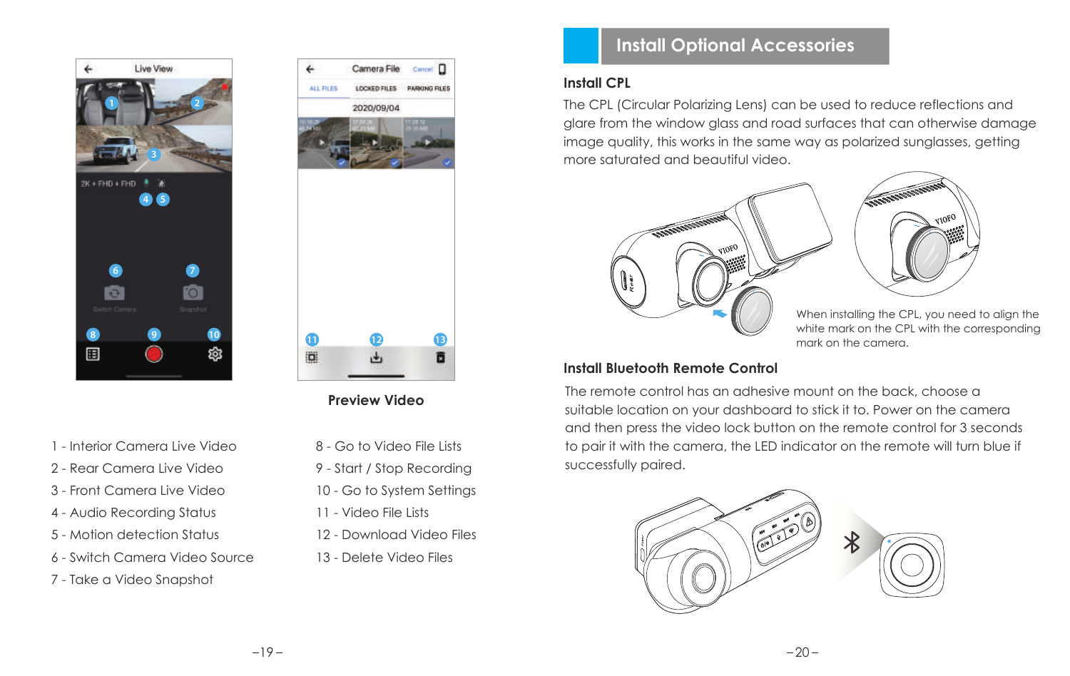**Preview Video**

1 - Interior Camera Live Video
2 - Rear Camera Live Video
3 - Front Camera Live Video
4 - Audio Recording Status
5 - Motion detection Status
6 - Switch Camera Video Source
7 - Take a Video Snapshot

8 - Go to Video File Lists
9 - Start / Stop Recording
10 - Go to System Settings
11 - Video File Lists
12 - Download Video Files
13 - Delete Video Files

## Install Optional Accessories

### Install CPL

The CPL (Circular Polarizing Lens) can be used to reduce reflections and glare from the window glass and road surfaces that can otherwise damage image quality, this works in the same way as polarized sunglasses, getting more saturated and beautiful video.

When installing the CPL, you need to align the white mark on the CPL with the corresponding mark on the camera.

### Install Bluetooth Remote Control

The remote control has an adhesive mount on the back, choose a suitable location on your dashboard to stick it to. Power on the camera and then press the video lock button on the remote control for 3 seconds to pair it with the camera, the LED indicator on the remote will turn blue if successfully paired.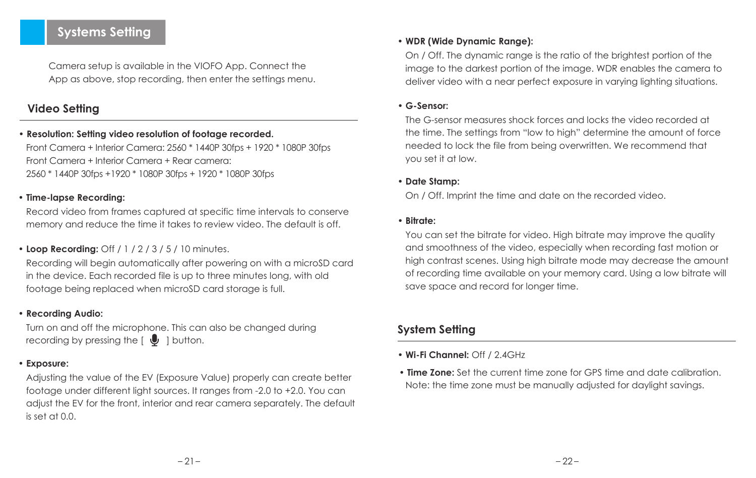# Systems Setting

Camera setup is available in the VIOFO App. Connect the App as above, stop recording, then enter the settings menu.

## Video Setting

- **Resolution: Setting video resolution of footage recorded.**
  Front Camera + Interior Camera: 2560 * 1440P 30fps + 1920 * 1080P 30fps
  Front Camera + Interior Camera + Rear camera:
  2560 * 1440P 30fps +1920 * 1080P 30fps + 1920 * 1080P 30fps

- **Time-lapse Recording:**
  Record video from frames captured at specific time intervals to conserve memory and reduce the time it takes to review video. The default is off.

- **Loop Recording:** Off / 1 / 2 / 3 / 5 / 10 minutes.
  Recording will begin automatically after powering on with a microSD card in the device. Each recorded file is up to three minutes long, with old footage being replaced when microSD card storage is full.

- **Recording Audio:**
  Turn on and off the microphone. This can also be changed during recording by pressing the [ 🎙 ] button.

- **Exposure:**
  Adjusting the value of the EV (Exposure Value) properly can create better footage under different light sources. It ranges from -2.0 to +2.0. You can adjust the EV for the front, interior and rear camera separately. The default is set at 0.0.

- **WDR (Wide Dynamic Range):**
  On / Off. The dynamic range is the ratio of the brightest portion of the image to the darkest portion of the image. WDR enables the camera to deliver video with a near perfect exposure in varying lighting situations.

- **G-Sensor:**
  The G-sensor measures shock forces and locks the video recorded at the time. The settings from “low to high” determine the amount of force needed to lock the file from being overwritten. We recommend that you set it at low.

- **Date Stamp:**
  On / Off. Imprint the time and date on the recorded video.

- **Bitrate:**
  You can set the bitrate for video. High bitrate may improve the quality and smoothness of the video, especially when recording fast motion or high contrast scenes. Using high bitrate mode may decrease the amount of recording time available on your memory card. Using a low bitrate will save space and record for longer time.

## System Setting

- **Wi-Fi Channel:** Off / 2.4GHz

- **Time Zone:** Set the current time zone for GPS time and date calibration. Note: the time zone must be manually adjusted for daylight savings.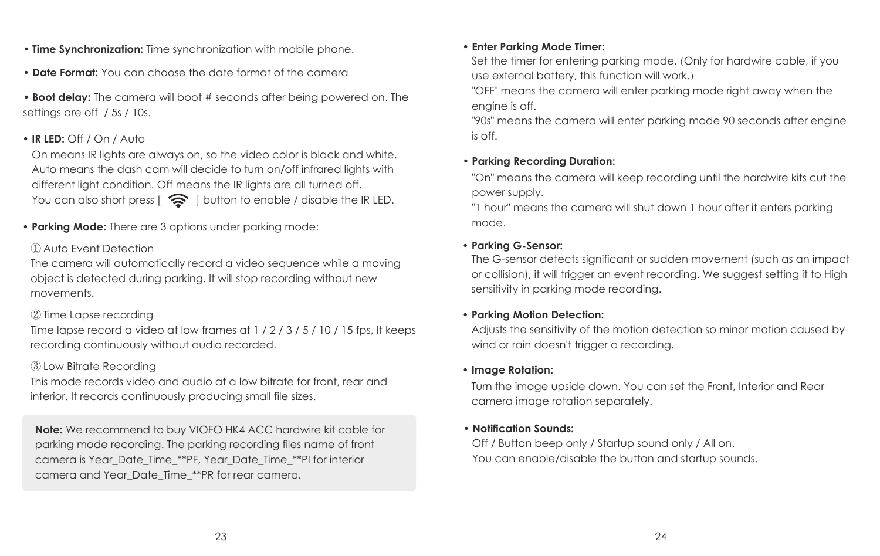- **Time Synchronization:** Time synchronization with mobile phone.
- **Date Format:** You can choose the date format of the camera
- **Boot delay:** The camera will boot # seconds after being powered on. The settings are off / 5s / 10s.
- **IR LED:** Off / On / Auto

  On means IR lights are always on, so the video color is black and white. Auto means the dash cam will decide to turn on/off infrared lights with different light condition. Off means the IR lights are all turned off. You can also short press [ ] button to enable / disable the IR LED.

- **Parking Mode:** There are 3 options under parking mode:

  ① Auto Event Detection

  The camera will automatically record a video sequence while a moving object is detected during parking. It will stop recording without new movements.

  ② Time Lapse recording

  Time lapse record a video at low frames at 1 / 2 / 3 / 5 / 10 / 15 fps, It keeps recording continuously without audio recorded.

  ③ Low Bitrate Recording

  This mode records video and audio at a low bitrate for front, rear and interior. It records continuously producing small file sizes.

**Note:** We recommend to buy VIOFO HK4 ACC hardwire kit cable for parking mode recording. The parking recording files name of front camera is Year_Date_Time_**PF, Year_Date_Time_**PI for interior camera and Year_Date_Time_**PR for rear camera.

- **Enter Parking Mode Timer:**

  Set the timer for entering parking mode. (Only for hardwire cable, if you use external battery, this function will work.)

  "OFF" means the camera will enter parking mode right away when the engine is off.

  "90s" means the camera will enter parking mode 90 seconds after engine is off.

- **Parking Recording Duration:**

  "On" means the camera will keep recording until the hardwire kits cut the power supply.

  "1 hour" means the camera will shut down 1 hour after it enters parking mode.

- **Parking G-Sensor:**

  The G-sensor detects significant or sudden movement (such as an impact or collision), it will trigger an event recording. We suggest setting it to High sensitivity in parking mode recording.

- **Parking Motion Detection:**

  Adjusts the sensitivity of the motion detection so minor motion caused by wind or rain doesn't trigger a recording.

- **Image Rotation:**

  Turn the image upside down. You can set the Front, Interior and Rear camera image rotation separately.

- **Notification Sounds:**

  Off / Button beep only / Startup sound only / All on.

  You can enable/disable the button and startup sounds.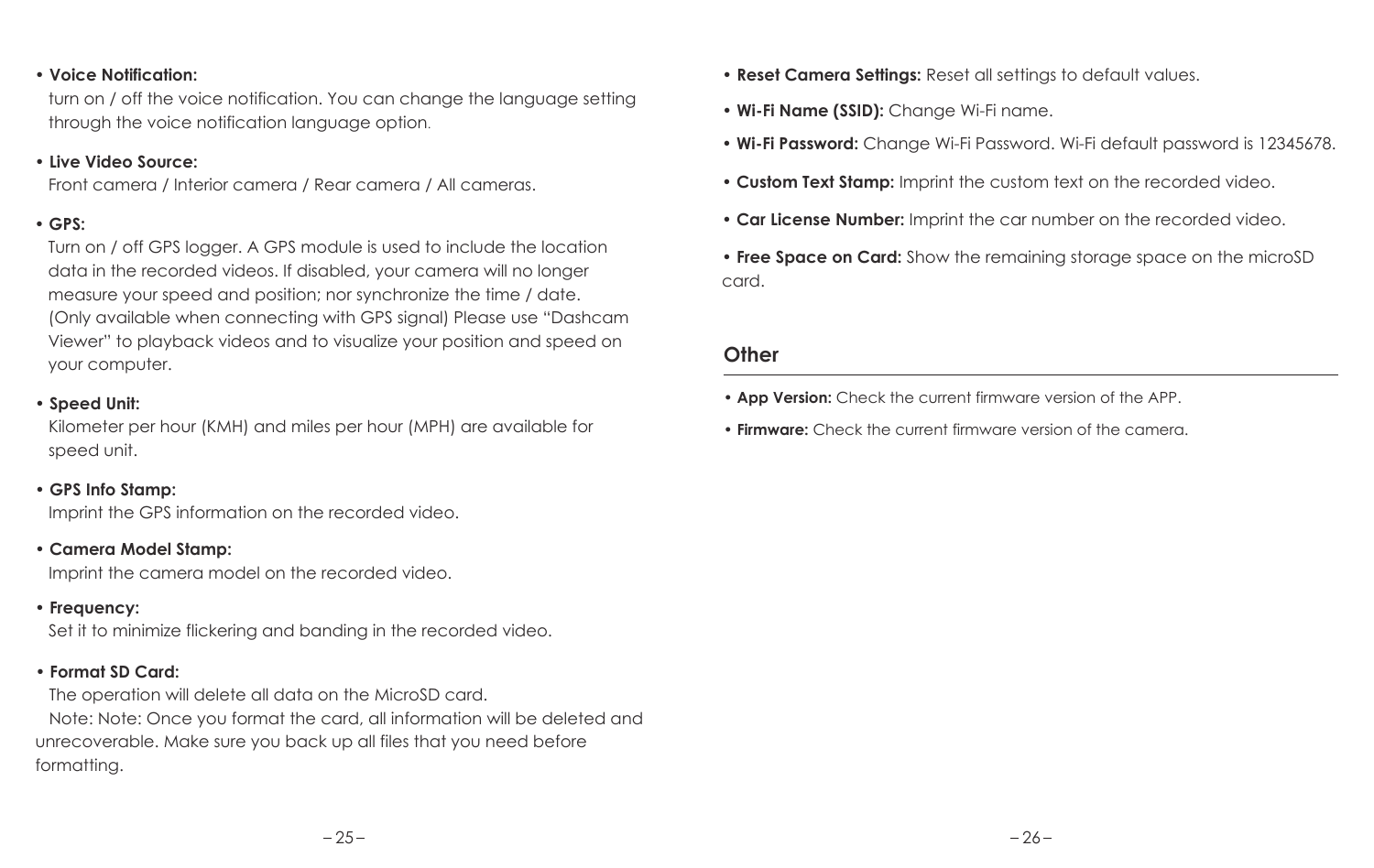- **Voice Notification:**
  turn on / off the voice notification. You can change the language setting through the voice notification language option.

- **Live Video Source:**
  Front camera / Interior camera / Rear camera / All cameras.

- **GPS:**
  Turn on / off GPS logger. A GPS module is used to include the location data in the recorded videos. If disabled, your camera will no longer measure your speed and position; nor synchronize the time / date. (Only available when connecting with GPS signal) Please use "Dashcam Viewer" to playback videos and to visualize your position and speed on your computer.

- **Speed Unit:**
  Kilometer per hour (KMH) and miles per hour (MPH) are available for speed unit.

- **GPS Info Stamp:**
  Imprint the GPS information on the recorded video.

- **Camera Model Stamp:**
  Imprint the camera model on the recorded video.

- **Frequency:**
  Set it to minimize flickering and banding in the recorded video.

- **Format SD Card:**
  The operation will delete all data on the MicroSD card.
  Note: Note: Once you format the card, all information will be deleted and unrecoverable. Make sure you back up all files that you need before formatting.

- **Reset Camera Settings:** Reset all settings to default values.

- **Wi-Fi Name (SSID):** Change Wi-Fi name.

- **Wi-Fi Password:** Change Wi-Fi Password. Wi-Fi default password is 12345678.

- **Custom Text Stamp:** Imprint the custom text on the recorded video.

- **Car License Number:** Imprint the car number on the recorded video.

- **Free Space on Card:** Show the remaining storage space on the microSD card.

## Other

- **App Version:** Check the current firmware version of the APP.

- **Firmware:** Check the current firmware version of the camera.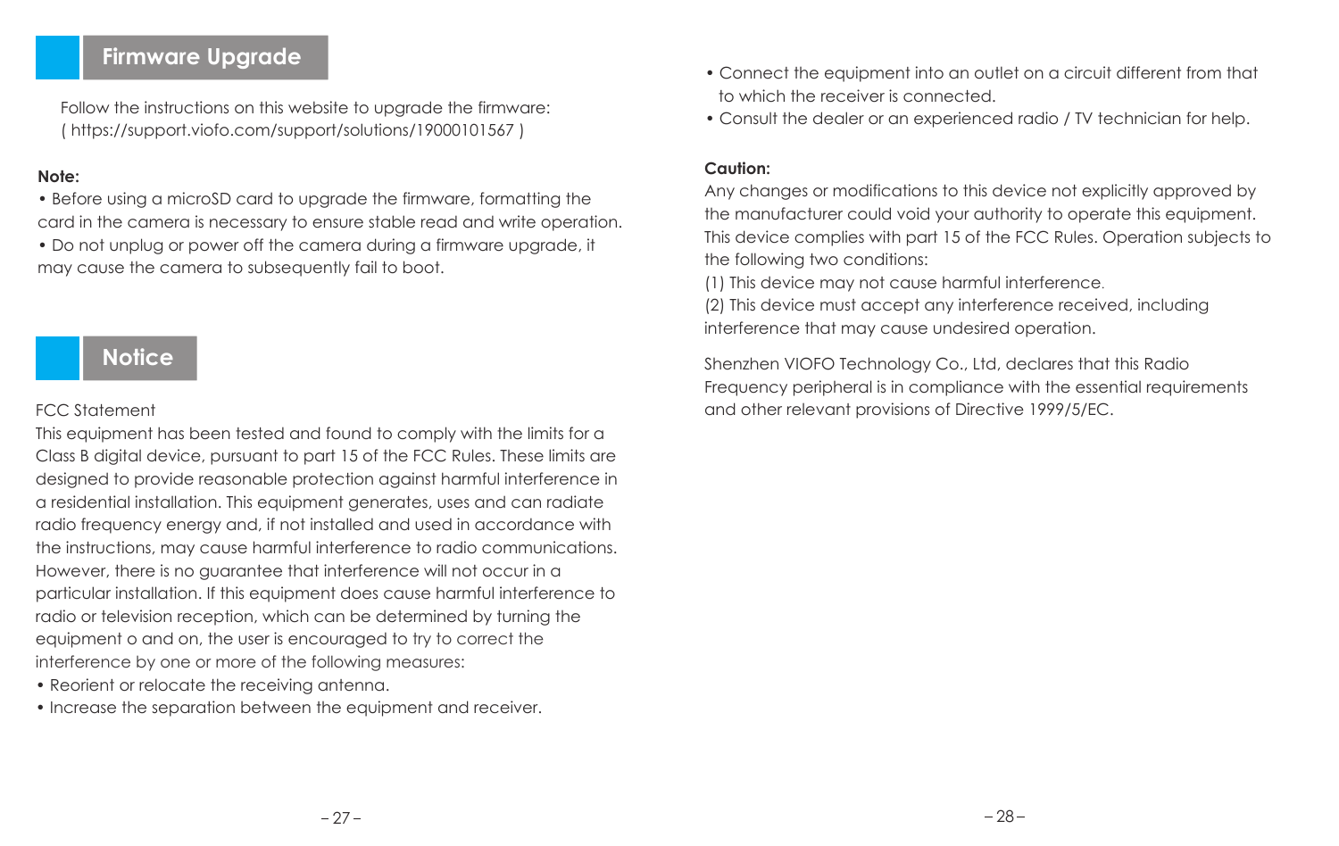## Firmware Upgrade

Follow the instructions on this website to upgrade the firmware:
( https://support.viofo.com/support/solutions/19000101567 )

**Note:**

• Before using a microSD card to upgrade the firmware, formatting the card in the camera is necessary to ensure stable read and write operation.

• Do not unplug or power off the camera during a firmware upgrade, it may cause the camera to subsequently fail to boot.

## Notice

FCC Statement

This equipment has been tested and found to comply with the limits for a Class B digital device, pursuant to part 15 of the FCC Rules. These limits are designed to provide reasonable protection against harmful interference in a residential installation. This equipment generates, uses and can radiate radio frequency energy and, if not installed and used in accordance with the instructions, may cause harmful interference to radio communications. However, there is no guarantee that interference will not occur in a particular installation. If this equipment does cause harmful interference to radio or television reception, which can be determined by turning the equipment o and on, the user is encouraged to try to correct the interference by one or more of the following measures:

• Reorient or relocate the receiving antenna.
• Increase the separation between the equipment and receiver.
• Connect the equipment into an outlet on a circuit different from that to which the receiver is connected.
• Consult the dealer or an experienced radio / TV technician for help.

**Caution:**

Any changes or modifications to this device not explicitly approved by the manufacturer could void your authority to operate this equipment.
This device complies with part 15 of the FCC Rules. Operation subjects to the following two conditions:
(1) This device may not cause harmful interference.
(2) This device must accept any interference received, including interference that may cause undesired operation.

Shenzhen VIOFO Technology Co., Ltd, declares that this Radio Frequency peripheral is in compliance with the essential requirements and other relevant provisions of Directive 1999/5/EC.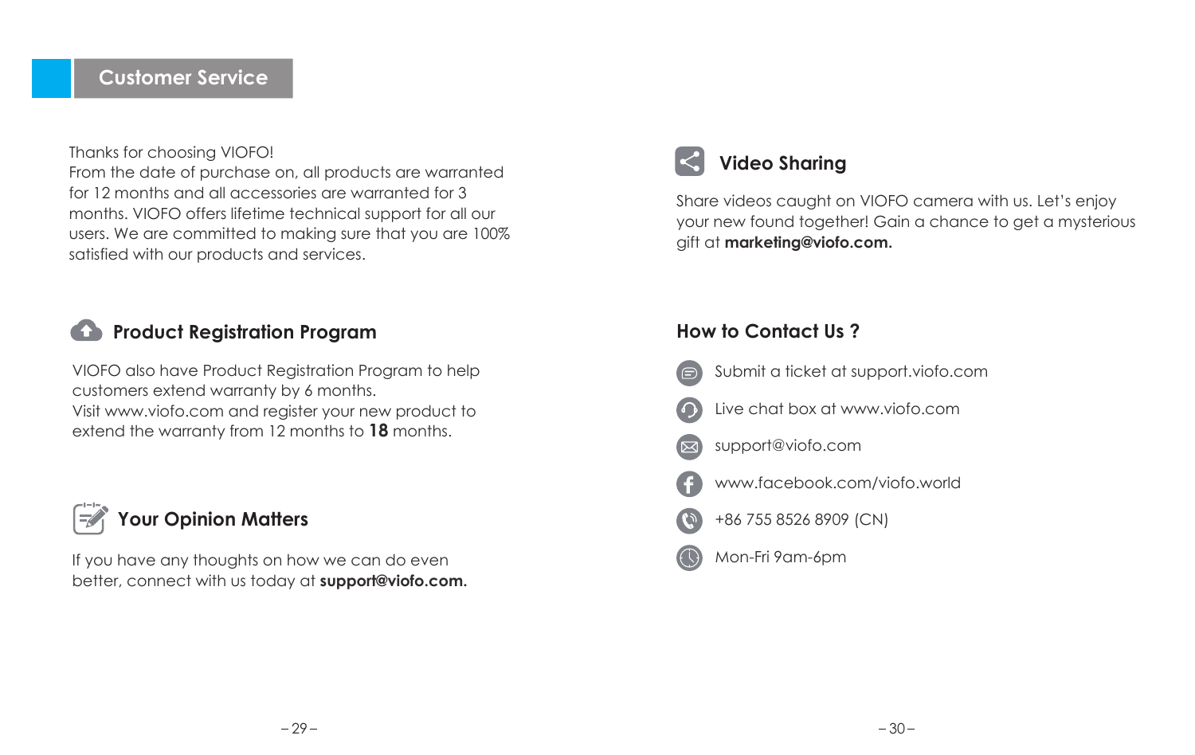# Customer Service

Thanks for choosing VIOFO!
From the date of purchase on, all products are warranted for 12 months and all accessories are warranted for 3 months. VIOFO offers lifetime technical support for all our users. We are committed to making sure that you are 100% satisfied with our products and services.

## Product Registration Program

VIOFO also have Product Registration Program to help customers extend warranty by 6 months.
Visit www.viofo.com and register your new product to extend the warranty from 12 months to **18** months.

## Your Opinion Matters

If you have any thoughts on how we can do even better, connect with us today at **support@viofo.com.**

## Video Sharing

Share videos caught on VIOFO camera with us. Let's enjoy your new found together! Gain a chance to get a mysterious gift at **marketing@viofo.com.**

## How to Contact Us ?

- Submit a ticket at support.viofo.com
- Live chat box at www.viofo.com
- support@viofo.com
- www.facebook.com/viofo.world
- +86 755 8526 8909 (CN)
- Mon-Fri 9am-6pm